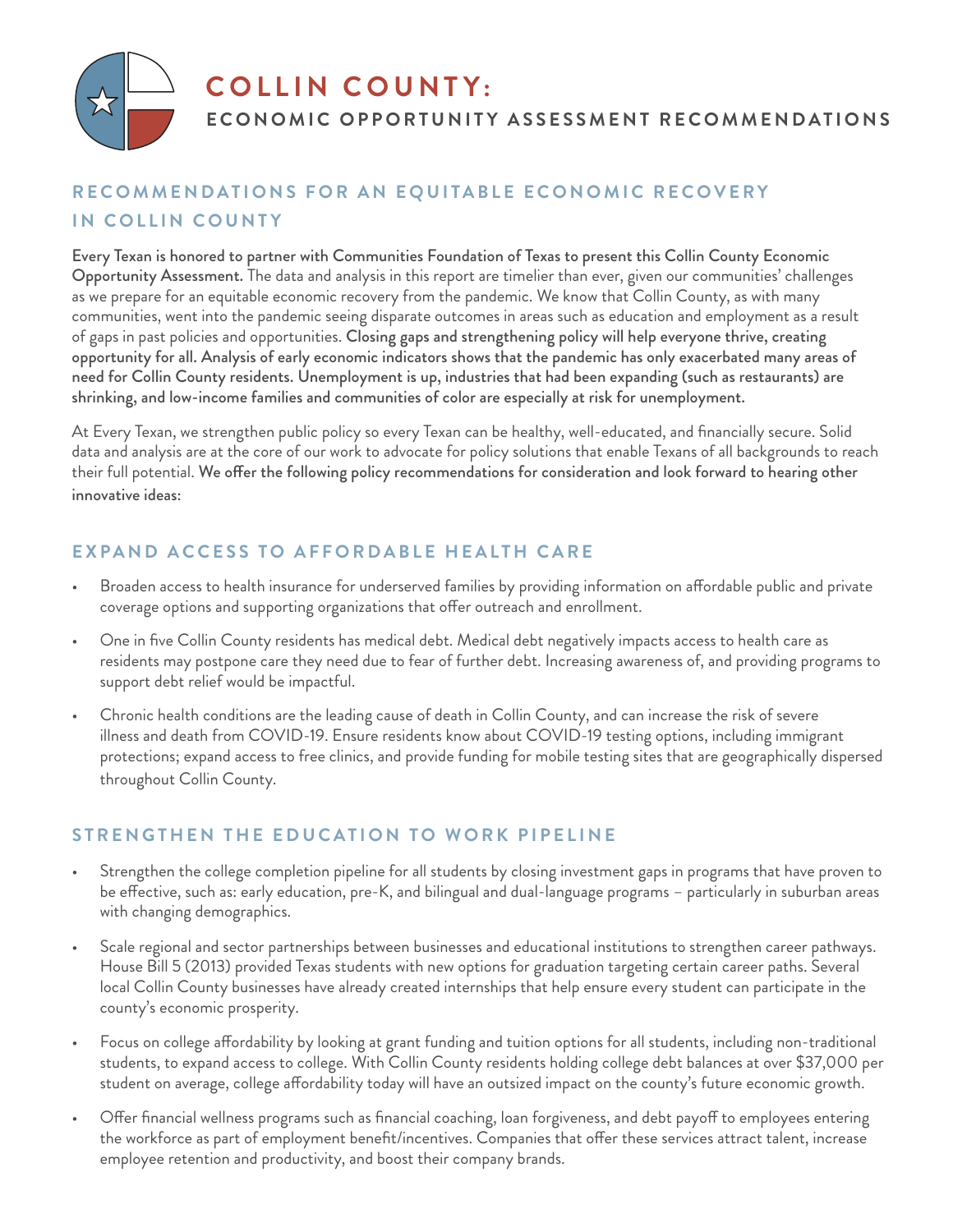# COLLIN COUNTY:

## ECONOMIC OPPORTUNITY ASSESSMENT RECOMMENDATIONS

## RECOMMENDATIONS FOR AN EQUITABLE ECONOMIC RECOVERY IN COLLIN COUNTY

**Every Texan is honored to partner with Communities Foundation of Texas to present this Collin County Economic Opportunity Assessment.** The data and analysis in this report are timelier than ever, given our communities' challenges as we prepare for an equitable economic recovery from the pandemic. We know that Collin County, as with many communities, went into the pandemic seeing disparate outcomes in areas such as education and employment as a result of gaps in past policies and opportunities. **Closing gaps and strengthening policy will help everyone thrive, creating opportunity for all. Analysis of early economic indicators shows that the pandemic has only exacerbated many areas of need for Collin County residents. Unemployment is up, industries that had been expanding (such as restaurants) are shrinking, and low-income families and communities of color are especially at risk for unemployment.**

At Every Texan, we strengthen public policy so every Texan can be healthy, well-educated, and financially secure. Solid data and analysis are at the core of our work to advocate for policy solutions that enable Texans of all backgrounds to reach their full potential. **We offer the following policy recommendations for consideration and look forward to hearing other innovative ideas:**

### EXPAND ACCESS TO AFFORDABLE HEALTH CARE

- Broaden access to health insurance for underserved families by providing information on affordable public and private coverage options and supporting organizations that offer outreach and enrollment.
- One in five Collin County residents has medical debt. Medical debt negatively impacts access to health care as residents may postpone care they need due to fear of further debt. Increasing awareness of, and providing programs to support debt relief would be impactful.
- Chronic health conditions are the leading cause of death in Collin County, and can increase the risk of severe illness and death from COVID-19. Ensure residents know about COVID-19 testing options, including immigrant protections; expand access to free clinics, and provide funding for mobile testing sites that are geographically dispersed throughout Collin County.

### STRENGTHEN THE EDUCATION TO WORK PIPELINE

- Strengthen the college completion pipeline for all students by closing investment gaps in programs that have proven to be effective, such as: early education, pre-K, and bilingual and dual-language programs – particularly in suburban areas with changing demographics.
- Scale regional and sector partnerships between businesses and educational institutions to strengthen career pathways. House Bill 5 (2013) provided Texas students with new options for graduation targeting certain career paths. Several local Collin County businesses have already created internships that help ensure every student can participate in the county's economic prosperity.
- Focus on college affordability by looking at grant funding and tuition options for all students, including non-traditional students, to expand access to college. With Collin County residents holding college debt balances at over $37,000 per student on average, college affordability today will have an outsized impact on the county's future economic growth.
- Offer financial wellness programs such as financial coaching, loan forgiveness, and debt payoff to employees entering the workforce as part of employment benefit/incentives. Companies that offer these services attract talent, increase employee retention and productivity, and boost their company brands.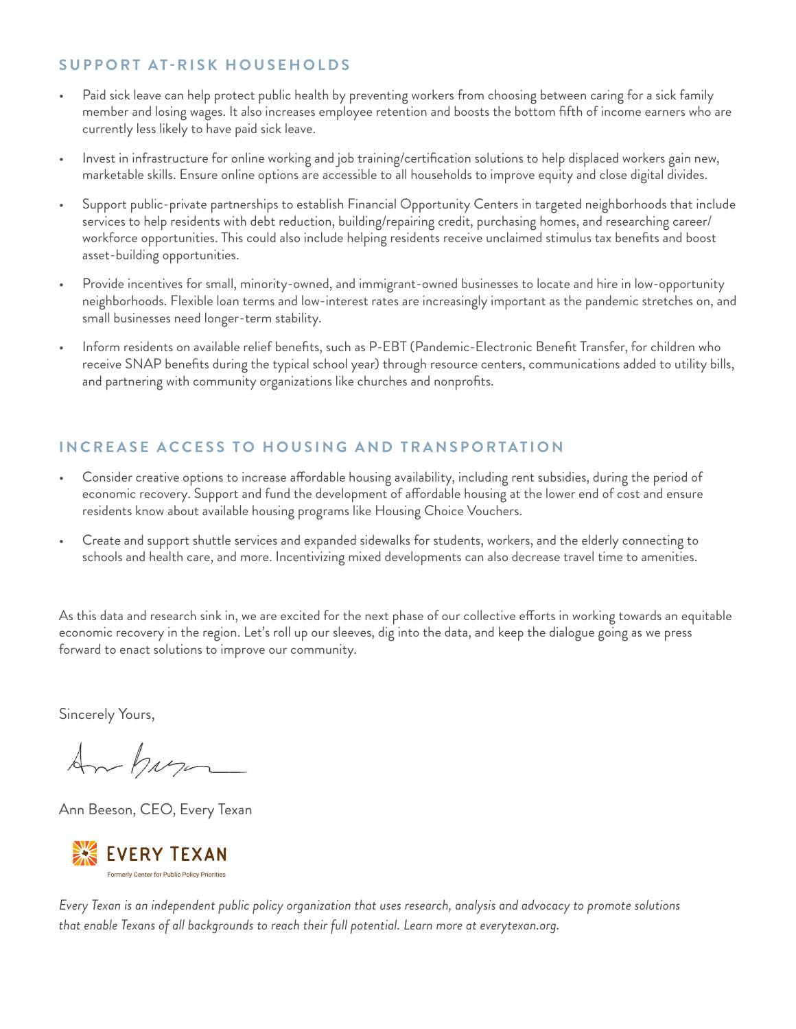## SUPPORT AT-RISK HOUSEHOLDS

- Paid sick leave can help protect public health by preventing workers from choosing between caring for a sick family member and losing wages. It also increases employee retention and boosts the bottom fifth of income earners who are currently less likely to have paid sick leave.
- Invest in infrastructure for online working and job training/certification solutions to help displaced workers gain new, marketable skills. Ensure online options are accessible to all households to improve equity and close digital divides.
- Support public-private partnerships to establish Financial Opportunity Centers in targeted neighborhoods that include services to help residents with debt reduction, building/repairing credit, purchasing homes, and researching career/workforce opportunities. This could also include helping residents receive unclaimed stimulus tax benefits and boost asset-building opportunities.
- Provide incentives for small, minority-owned, and immigrant-owned businesses to locate and hire in low-opportunity neighborhoods. Flexible loan terms and low-interest rates are increasingly important as the pandemic stretches on, and small businesses need longer-term stability.
- Inform residents on available relief benefits, such as P-EBT (Pandemic-Electronic Benefit Transfer, for children who receive SNAP benefits during the typical school year) through resource centers, communications added to utility bills, and partnering with community organizations like churches and nonprofits.

## INCREASE ACCESS TO HOUSING AND TRANSPORTATION

- Consider creative options to increase affordable housing availability, including rent subsidies, during the period of economic recovery. Support and fund the development of affordable housing at the lower end of cost and ensure residents know about available housing programs like Housing Choice Vouchers.
- Create and support shuttle services and expanded sidewalks for students, workers, and the elderly connecting to schools and health care, and more. Incentivizing mixed developments can also decrease travel time to amenities.

As this data and research sink in, we are excited for the next phase of our collective efforts in working towards an equitable economic recovery in the region. Let's roll up our sleeves, dig into the data, and keep the dialogue going as we press forward to enact solutions to improve our community.

Sincerely Yours,

Ann Beeson, CEO, Every Texan

EVERY TEXAN

Formerly Center for Public Policy Priorities

*Every Texan is an independent public policy organization that uses research, analysis and advocacy to promote solutions that enable Texans of all backgrounds to reach their full potential. Learn more at everytexan.org.*